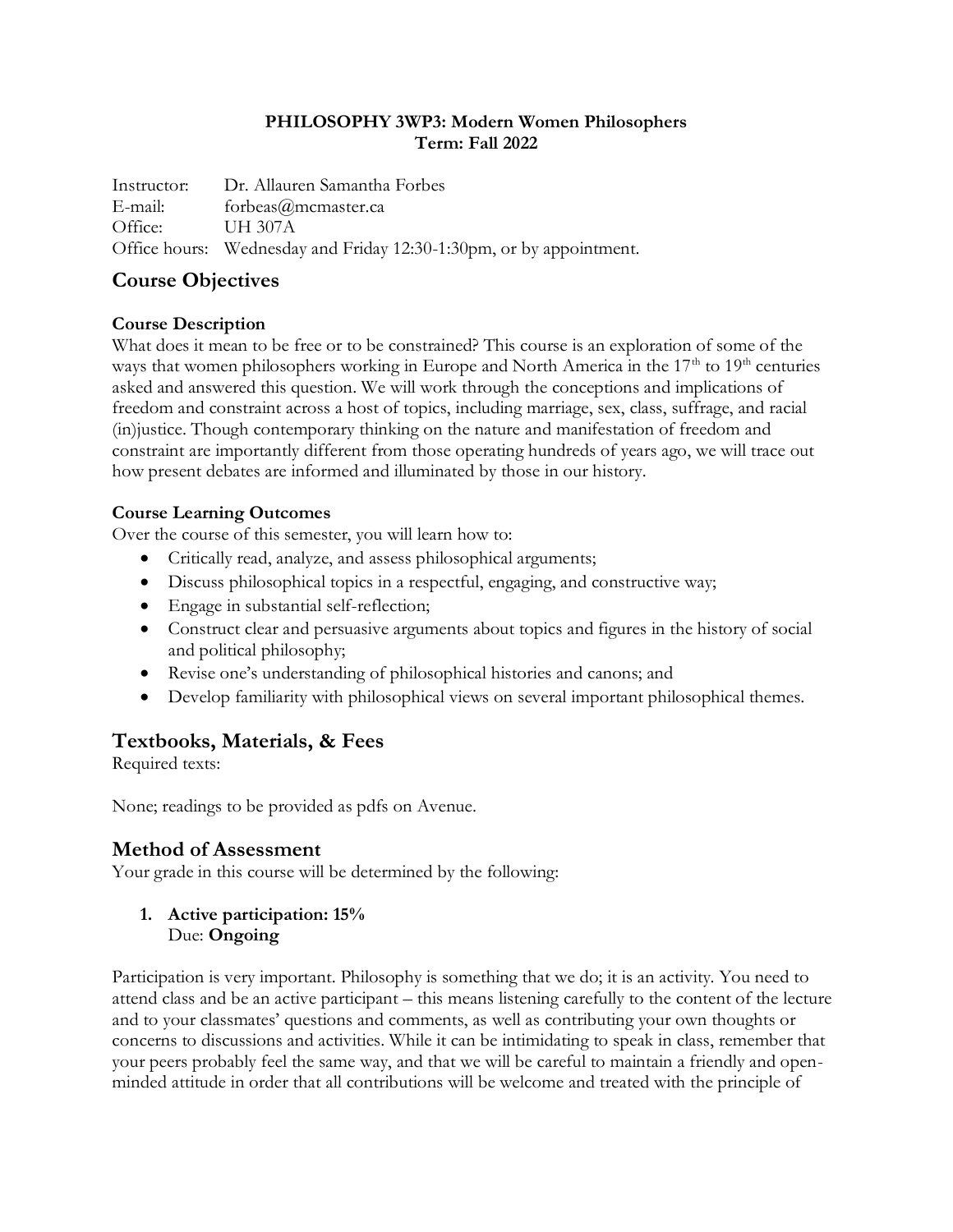**PHILOSOPHY 3WP3: Modern Women Philosophers**
**Term: Fall 2022**

Instructor: Dr. Allauren Samantha Forbes
E-mail: forbeas@mcmaster.ca
Office: UH 307A
Office hours: Wednesday and Friday 12:30-1:30pm, or by appointment.

## Course Objectives

### Course Description

What does it mean to be free or to be constrained? This course is an exploration of some of the ways that women philosophers working in Europe and North America in the 17th to 19th centuries asked and answered this question. We will work through the conceptions and implications of freedom and constraint across a host of topics, including marriage, sex, class, suffrage, and racial (in)justice. Though contemporary thinking on the nature and manifestation of freedom and constraint are importantly different from those operating hundreds of years ago, we will trace out how present debates are informed and illuminated by those in our history.

### Course Learning Outcomes

Over the course of this semester, you will learn how to:

- Critically read, analyze, and assess philosophical arguments;
- Discuss philosophical topics in a respectful, engaging, and constructive way;
- Engage in substantial self-reflection;
- Construct clear and persuasive arguments about topics and figures in the history of social and political philosophy;
- Revise one's understanding of philosophical histories and canons; and
- Develop familiarity with philosophical views on several important philosophical themes.

## Textbooks, Materials, & Fees

Required texts:

None; readings to be provided as pdfs on Avenue.

## Method of Assessment

Your grade in this course will be determined by the following:

1. **Active participation: 15%**
   Due: **Ongoing**

Participation is very important. Philosophy is something that we do; it is an activity. You need to attend class and be an active participant – this means listening carefully to the content of the lecture and to your classmates' questions and comments, as well as contributing your own thoughts or concerns to discussions and activities. While it can be intimidating to speak in class, remember that your peers probably feel the same way, and that we will be careful to maintain a friendly and open-minded attitude in order that all contributions will be welcome and treated with the principle of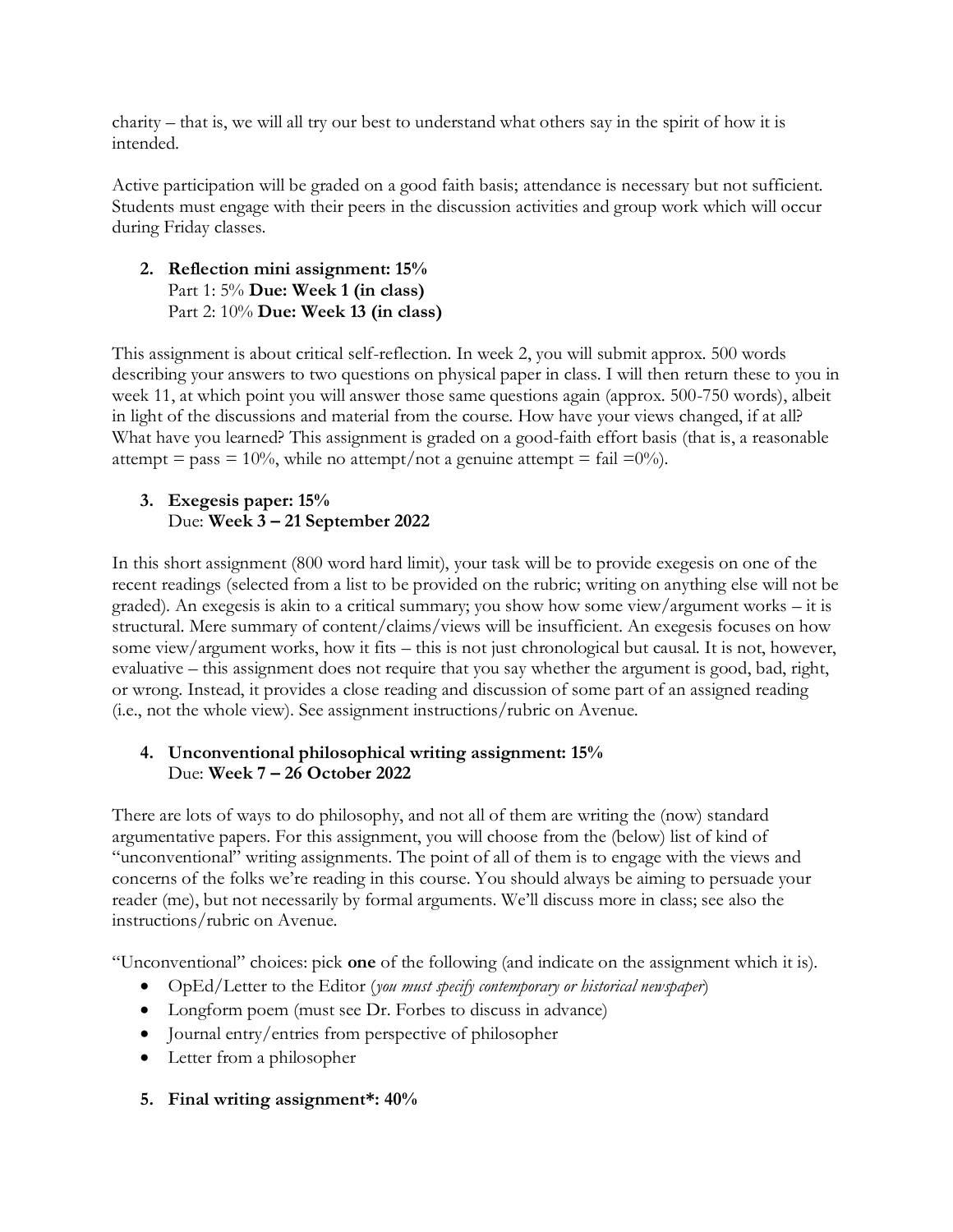charity – that is, we will all try our best to understand what others say in the spirit of how it is intended.

Active participation will be graded on a good faith basis; attendance is necessary but not sufficient. Students must engage with their peers in the discussion activities and group work which will occur during Friday classes.

2. **Reflection mini assignment: 15%**
   Part 1: 5% **Due: Week 1 (in class)**
   Part 2: 10% **Due: Week 13 (in class)**

This assignment is about critical self-reflection. In week 2, you will submit approx. 500 words describing your answers to two questions on physical paper in class. I will then return these to you in week 11, at which point you will answer those same questions again (approx. 500-750 words), albeit in light of the discussions and material from the course. How have your views changed, if at all? What have you learned? This assignment is graded on a good-faith effort basis (that is, a reasonable attempt = pass = 10%, while no attempt/not a genuine attempt = fail =0%).

3. **Exegesis paper: 15%**
   Due: **Week 3 – 21 September 2022**

In this short assignment (800 word hard limit), your task will be to provide exegesis on one of the recent readings (selected from a list to be provided on the rubric; writing on anything else will not be graded). An exegesis is akin to a critical summary; you show how some view/argument works – it is structural. Mere summary of content/claims/views will be insufficient. An exegesis focuses on how some view/argument works, how it fits – this is not just chronological but causal. It is not, however, evaluative – this assignment does not require that you say whether the argument is good, bad, right, or wrong. Instead, it provides a close reading and discussion of some part of an assigned reading (i.e., not the whole view). See assignment instructions/rubric on Avenue.

4. **Unconventional philosophical writing assignment: 15%**
   Due: **Week 7 – 26 October 2022**

There are lots of ways to do philosophy, and not all of them are writing the (now) standard argumentative papers. For this assignment, you will choose from the (below) list of kind of "unconventional" writing assignments. The point of all of them is to engage with the views and concerns of the folks we're reading in this course. You should always be aiming to persuade your reader (me), but not necessarily by formal arguments. We'll discuss more in class; see also the instructions/rubric on Avenue.

"Unconventional" choices: pick **one** of the following (and indicate on the assignment which it is).

- OpEd/Letter to the Editor (*you must specify contemporary or historical newspaper*)
- Longform poem (must see Dr. Forbes to discuss in advance)
- Journal entry/entries from perspective of philosopher
- Letter from a philosopher

5. **Final writing assignment*: 40%**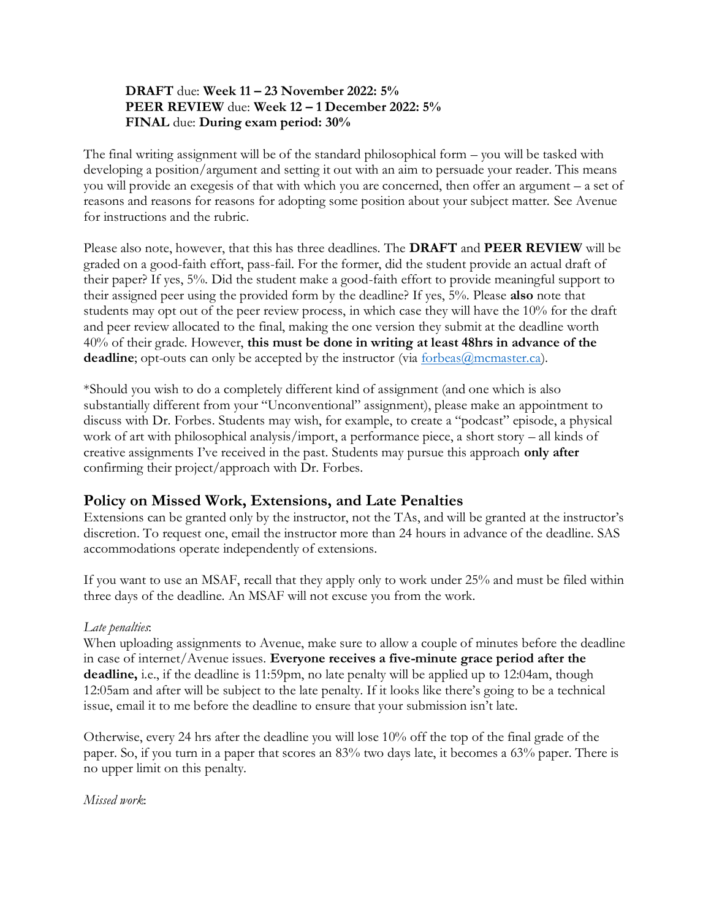**DRAFT** due: **Week 11 – 23 November 2022: 5%**
**PEER REVIEW** due: **Week 12 – 1 December 2022: 5%**
**FINAL** due: **During exam period: 30%**

The final writing assignment will be of the standard philosophical form – you will be tasked with developing a position/argument and setting it out with an aim to persuade your reader. This means you will provide an exegesis of that with which you are concerned, then offer an argument – a set of reasons and reasons for reasons for adopting some position about your subject matter. See Avenue for instructions and the rubric.

Please also note, however, that this has three deadlines. The **DRAFT** and **PEER REVIEW** will be graded on a good-faith effort, pass-fail. For the former, did the student provide an actual draft of their paper? If yes, 5%. Did the student make a good-faith effort to provide meaningful support to their assigned peer using the provided form by the deadline? If yes, 5%. Please **also** note that students may opt out of the peer review process, in which case they will have the 10% for the draft and peer review allocated to the final, making the one version they submit at the deadline worth 40% of their grade. However, **this must be done in writing at least 48hrs in advance of the deadline**; opt-outs can only be accepted by the instructor (via forbeas@mcmaster.ca).

*Should you wish to do a completely different kind of assignment (and one which is also substantially different from your "Unconventional" assignment), please make an appointment to discuss with Dr. Forbes. Students may wish, for example, to create a "podcast" episode, a physical work of art with philosophical analysis/import, a performance piece, a short story – all kinds of creative assignments I've received in the past. Students may pursue this approach **only after** confirming their project/approach with Dr. Forbes.

## Policy on Missed Work, Extensions, and Late Penalties

Extensions can be granted only by the instructor, not the TAs, and will be granted at the instructor's discretion. To request one, email the instructor more than 24 hours in advance of the deadline. SAS accommodations operate independently of extensions.

If you want to use an MSAF, recall that they apply only to work under 25% and must be filed within three days of the deadline. An MSAF will not excuse you from the work.

*Late penalties*:

When uploading assignments to Avenue, make sure to allow a couple of minutes before the deadline in case of internet/Avenue issues. **Everyone receives a five-minute grace period after the deadline,** i.e., if the deadline is 11:59pm, no late penalty will be applied up to 12:04am, though 12:05am and after will be subject to the late penalty. If it looks like there's going to be a technical issue, email it to me before the deadline to ensure that your submission isn't late.

Otherwise, every 24 hrs after the deadline you will lose 10% off the top of the final grade of the paper. So, if you turn in a paper that scores an 83% two days late, it becomes a 63% paper. There is no upper limit on this penalty.

*Missed work*: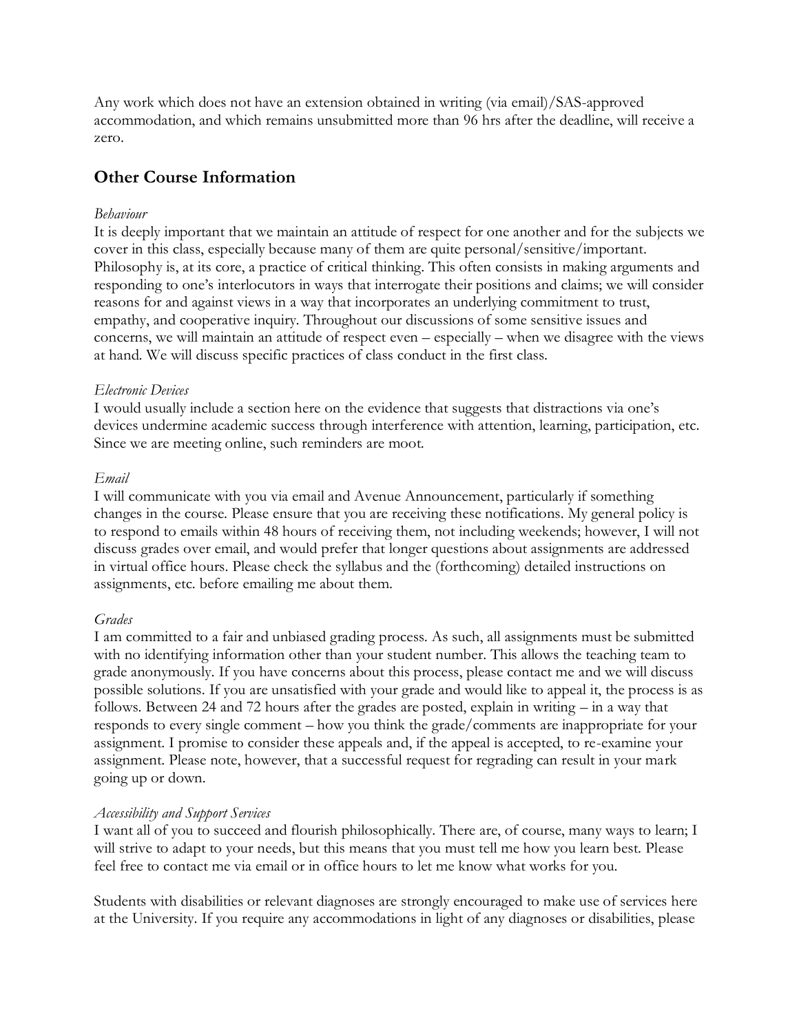Any work which does not have an extension obtained in writing (via email)/SAS-approved accommodation, and which remains unsubmitted more than 96 hrs after the deadline, will receive a zero.

## Other Course Information

*Behaviour*

It is deeply important that we maintain an attitude of respect for one another and for the subjects we cover in this class, especially because many of them are quite personal/sensitive/important. Philosophy is, at its core, a practice of critical thinking. This often consists in making arguments and responding to one's interlocutors in ways that interrogate their positions and claims; we will consider reasons for and against views in a way that incorporates an underlying commitment to trust, empathy, and cooperative inquiry. Throughout our discussions of some sensitive issues and concerns, we will maintain an attitude of respect even – especially – when we disagree with the views at hand. We will discuss specific practices of class conduct in the first class.

*Electronic Devices*

I would usually include a section here on the evidence that suggests that distractions via one's devices undermine academic success through interference with attention, learning, participation, etc. Since we are meeting online, such reminders are moot.

*Email*

I will communicate with you via email and Avenue Announcement, particularly if something changes in the course. Please ensure that you are receiving these notifications. My general policy is to respond to emails within 48 hours of receiving them, not including weekends; however, I will not discuss grades over email, and would prefer that longer questions about assignments are addressed in virtual office hours. Please check the syllabus and the (forthcoming) detailed instructions on assignments, etc. before emailing me about them.

*Grades*

I am committed to a fair and unbiased grading process. As such, all assignments must be submitted with no identifying information other than your student number. This allows the teaching team to grade anonymously. If you have concerns about this process, please contact me and we will discuss possible solutions. If you are unsatisfied with your grade and would like to appeal it, the process is as follows. Between 24 and 72 hours after the grades are posted, explain in writing – in a way that responds to every single comment – how you think the grade/comments are inappropriate for your assignment. I promise to consider these appeals and, if the appeal is accepted, to re-examine your assignment. Please note, however, that a successful request for regrading can result in your mark going up or down.

*Accessibility and Support Services*

I want all of you to succeed and flourish philosophically. There are, of course, many ways to learn; I will strive to adapt to your needs, but this means that you must tell me how you learn best. Please feel free to contact me via email or in office hours to let me know what works for you.

Students with disabilities or relevant diagnoses are strongly encouraged to make use of services here at the University. If you require any accommodations in light of any diagnoses or disabilities, please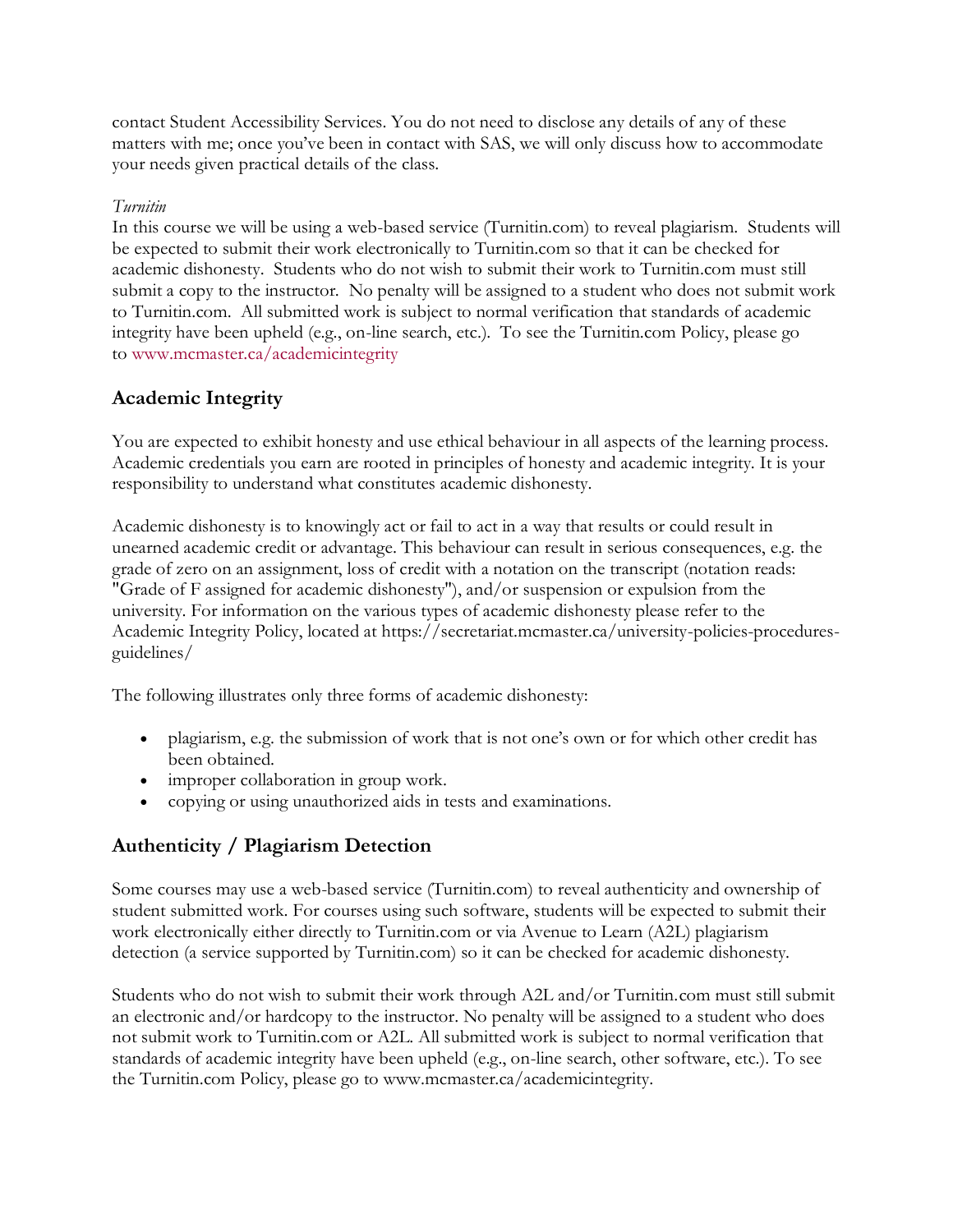contact Student Accessibility Services. You do not need to disclose any details of any of these matters with me; once you've been in contact with SAS, we will only discuss how to accommodate your needs given practical details of the class.

*Turnitin*

In this course we will be using a web-based service (Turnitin.com) to reveal plagiarism. Students will be expected to submit their work electronically to Turnitin.com so that it can be checked for academic dishonesty. Students who do not wish to submit their work to Turnitin.com must still submit a copy to the instructor. No penalty will be assigned to a student who does not submit work to Turnitin.com. All submitted work is subject to normal verification that standards of academic integrity have been upheld (e.g., on-line search, etc.). To see the Turnitin.com Policy, please go to www.mcmaster.ca/academicintegrity

## Academic Integrity

You are expected to exhibit honesty and use ethical behaviour in all aspects of the learning process. Academic credentials you earn are rooted in principles of honesty and academic integrity. It is your responsibility to understand what constitutes academic dishonesty.

Academic dishonesty is to knowingly act or fail to act in a way that results or could result in unearned academic credit or advantage. This behaviour can result in serious consequences, e.g. the grade of zero on an assignment, loss of credit with a notation on the transcript (notation reads: "Grade of F assigned for academic dishonesty"), and/or suspension or expulsion from the university. For information on the various types of academic dishonesty please refer to the Academic Integrity Policy, located at https://secretariat.mcmaster.ca/university-policies-procedures-guidelines/

The following illustrates only three forms of academic dishonesty:

- plagiarism, e.g. the submission of work that is not one's own or for which other credit has been obtained.
- improper collaboration in group work.
- copying or using unauthorized aids in tests and examinations.

## Authenticity / Plagiarism Detection

Some courses may use a web-based service (Turnitin.com) to reveal authenticity and ownership of student submitted work. For courses using such software, students will be expected to submit their work electronically either directly to Turnitin.com or via Avenue to Learn (A2L) plagiarism detection (a service supported by Turnitin.com) so it can be checked for academic dishonesty.

Students who do not wish to submit their work through A2L and/or Turnitin.com must still submit an electronic and/or hardcopy to the instructor. No penalty will be assigned to a student who does not submit work to Turnitin.com or A2L. All submitted work is subject to normal verification that standards of academic integrity have been upheld (e.g., on-line search, other software, etc.). To see the Turnitin.com Policy, please go to www.mcmaster.ca/academicintegrity.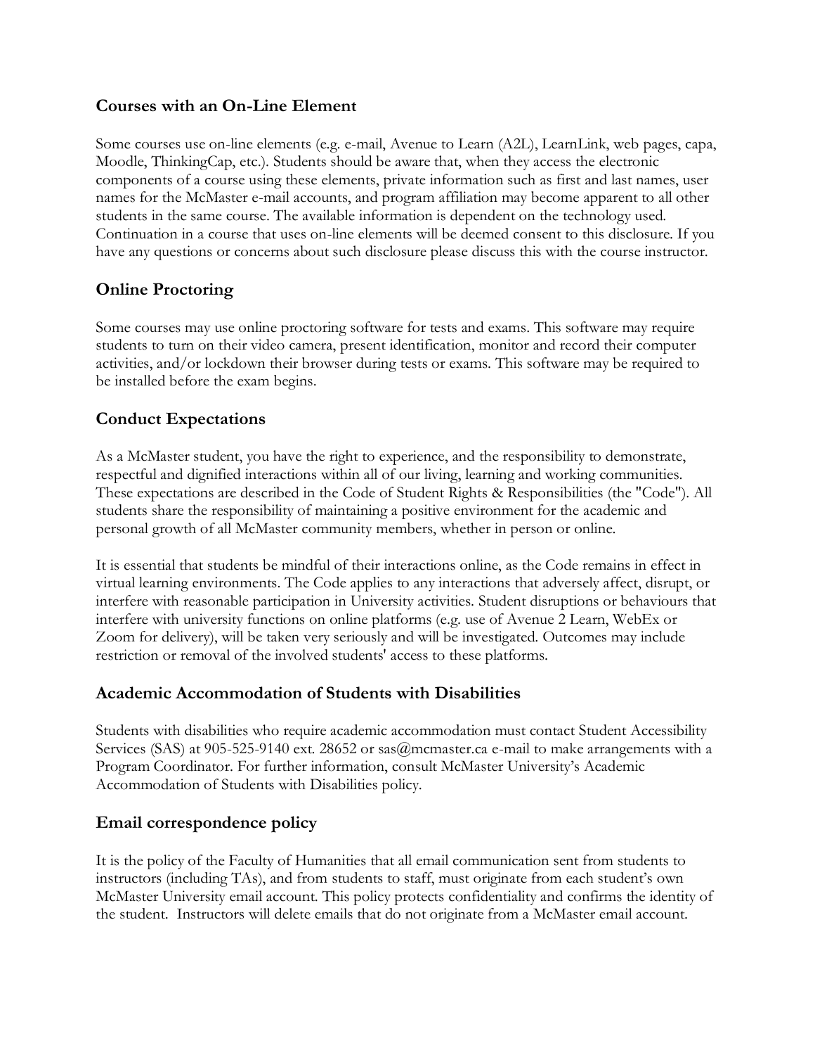## Courses with an On-Line Element

Some courses use on-line elements (e.g. e-mail, Avenue to Learn (A2L), LearnLink, web pages, capa, Moodle, ThinkingCap, etc.). Students should be aware that, when they access the electronic components of a course using these elements, private information such as first and last names, user names for the McMaster e-mail accounts, and program affiliation may become apparent to all other students in the same course. The available information is dependent on the technology used. Continuation in a course that uses on-line elements will be deemed consent to this disclosure. If you have any questions or concerns about such disclosure please discuss this with the course instructor.

## Online Proctoring

Some courses may use online proctoring software for tests and exams. This software may require students to turn on their video camera, present identification, monitor and record their computer activities, and/or lockdown their browser during tests or exams. This software may be required to be installed before the exam begins.

## Conduct Expectations

As a McMaster student, you have the right to experience, and the responsibility to demonstrate, respectful and dignified interactions within all of our living, learning and working communities. These expectations are described in the Code of Student Rights & Responsibilities (the "Code"). All students share the responsibility of maintaining a positive environment for the academic and personal growth of all McMaster community members, whether in person or online.

It is essential that students be mindful of their interactions online, as the Code remains in effect in virtual learning environments. The Code applies to any interactions that adversely affect, disrupt, or interfere with reasonable participation in University activities. Student disruptions or behaviours that interfere with university functions on online platforms (e.g. use of Avenue 2 Learn, WebEx or Zoom for delivery), will be taken very seriously and will be investigated. Outcomes may include restriction or removal of the involved students' access to these platforms.

## Academic Accommodation of Students with Disabilities

Students with disabilities who require academic accommodation must contact Student Accessibility Services (SAS) at 905-525-9140 ext. 28652 or sas@mcmaster.ca e-mail to make arrangements with a Program Coordinator. For further information, consult McMaster University's Academic Accommodation of Students with Disabilities policy.

## Email correspondence policy

It is the policy of the Faculty of Humanities that all email communication sent from students to instructors (including TAs), and from students to staff, must originate from each student's own McMaster University email account. This policy protects confidentiality and confirms the identity of the student. Instructors will delete emails that do not originate from a McMaster email account.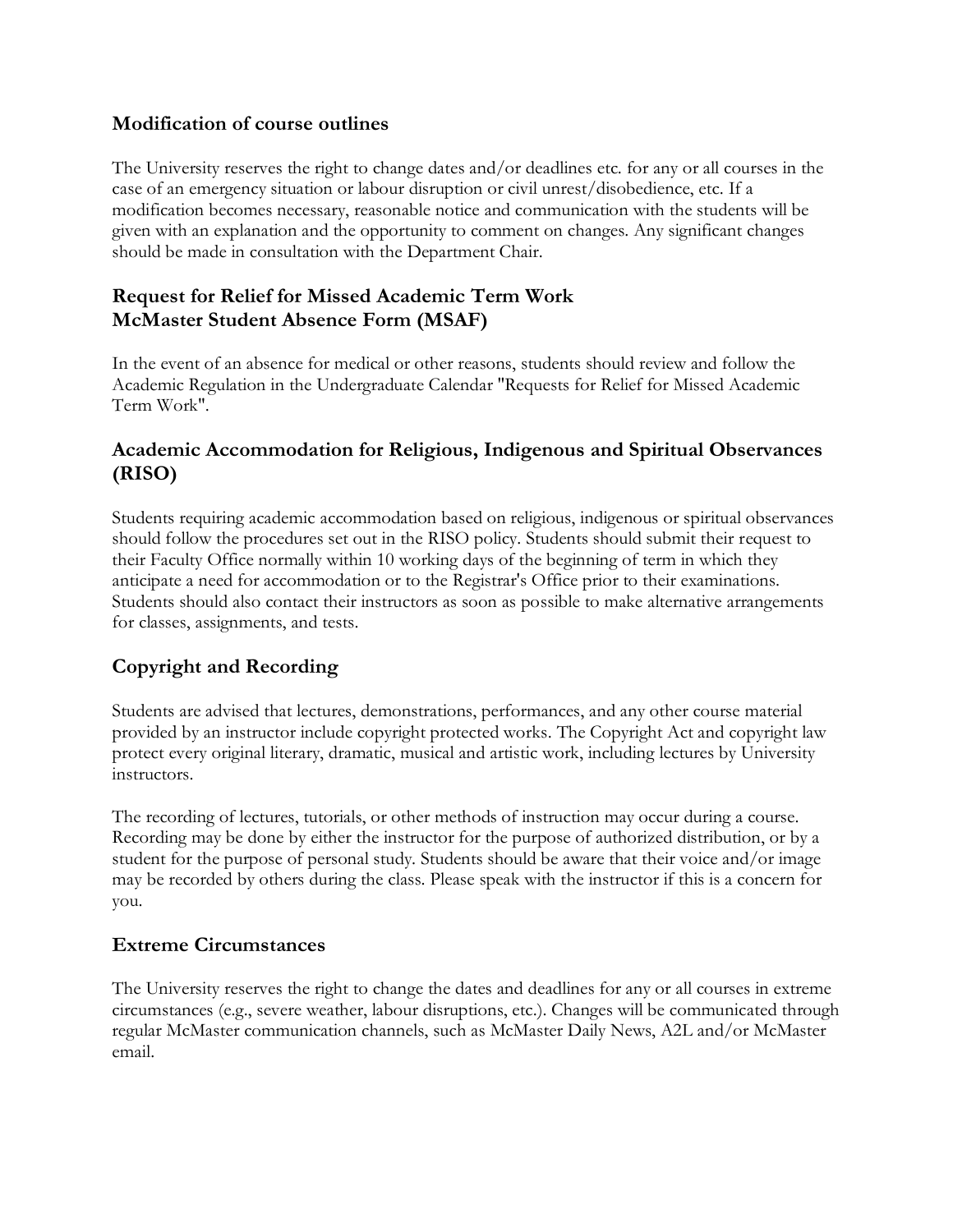### Modification of course outlines

The University reserves the right to change dates and/or deadlines etc. for any or all courses in the case of an emergency situation or labour disruption or civil unrest/disobedience, etc. If a modification becomes necessary, reasonable notice and communication with the students will be given with an explanation and the opportunity to comment on changes. Any significant changes should be made in consultation with the Department Chair.

### Request for Relief for Missed Academic Term Work
### McMaster Student Absence Form (MSAF)

In the event of an absence for medical or other reasons, students should review and follow the Academic Regulation in the Undergraduate Calendar "Requests for Relief for Missed Academic Term Work".

## Academic Accommodation for Religious, Indigenous and Spiritual Observances (RISO)

Students requiring academic accommodation based on religious, indigenous or spiritual observances should follow the procedures set out in the RISO policy. Students should submit their request to their Faculty Office normally within 10 working days of the beginning of term in which they anticipate a need for accommodation or to the Registrar's Office prior to their examinations. Students should also contact their instructors as soon as possible to make alternative arrangements for classes, assignments, and tests.

## Copyright and Recording

Students are advised that lectures, demonstrations, performances, and any other course material provided by an instructor include copyright protected works. The Copyright Act and copyright law protect every original literary, dramatic, musical and artistic work, including lectures by University instructors.

The recording of lectures, tutorials, or other methods of instruction may occur during a course. Recording may be done by either the instructor for the purpose of authorized distribution, or by a student for the purpose of personal study. Students should be aware that their voice and/or image may be recorded by others during the class. Please speak with the instructor if this is a concern for you.

## Extreme Circumstances

The University reserves the right to change the dates and deadlines for any or all courses in extreme circumstances (e.g., severe weather, labour disruptions, etc.). Changes will be communicated through regular McMaster communication channels, such as McMaster Daily News, A2L and/or McMaster email.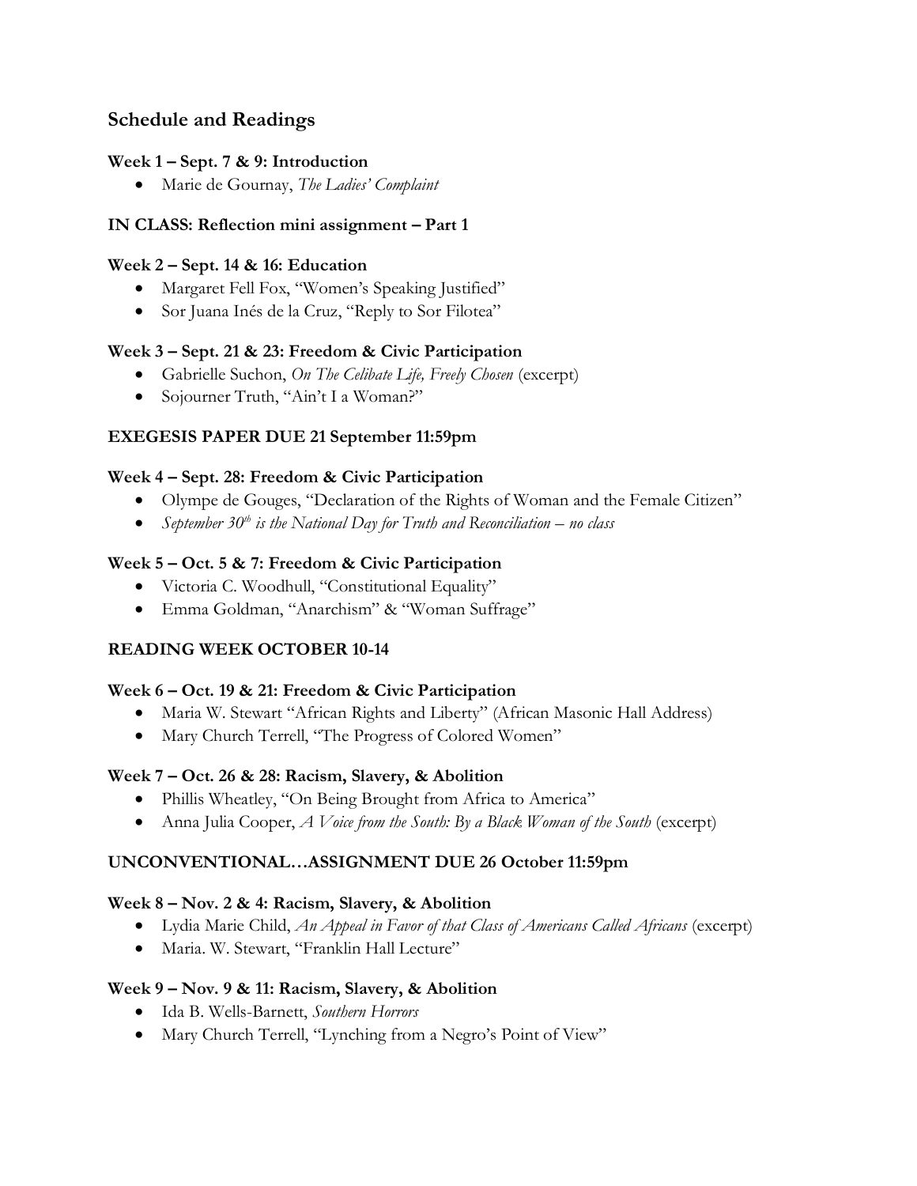## Schedule and Readings

**Week 1 – Sept. 7 & 9: Introduction**

- Marie de Gournay, *The Ladies' Complaint*

**IN CLASS: Reflection mini assignment – Part 1**

**Week 2 – Sept. 14 & 16: Education**

- Margaret Fell Fox, "Women's Speaking Justified"
- Sor Juana Inés de la Cruz, "Reply to Sor Filotea"

**Week 3 – Sept. 21 & 23: Freedom & Civic Participation**

- Gabrielle Suchon, *On The Celibate Life, Freely Chosen* (excerpt)
- Sojourner Truth, "Ain't I a Woman?"

**EXEGESIS PAPER DUE 21 September 11:59pm**

**Week 4 – Sept. 28: Freedom & Civic Participation**

- Olympe de Gouges, "Declaration of the Rights of Woman and the Female Citizen"
- *September 30th is the National Day for Truth and Reconciliation – no class*

**Week 5 – Oct. 5 & 7: Freedom & Civic Participation**

- Victoria C. Woodhull, "Constitutional Equality"
- Emma Goldman, "Anarchism" & "Woman Suffrage"

**READING WEEK OCTOBER 10-14**

**Week 6 – Oct. 19 & 21: Freedom & Civic Participation**

- Maria W. Stewart "African Rights and Liberty" (African Masonic Hall Address)
- Mary Church Terrell, "The Progress of Colored Women"

**Week 7 – Oct. 26 & 28: Racism, Slavery, & Abolition**

- Phillis Wheatley, "On Being Brought from Africa to America"
- Anna Julia Cooper, *A Voice from the South: By a Black Woman of the South* (excerpt)

**UNCONVENTIONAL…ASSIGNMENT DUE 26 October 11:59pm**

**Week 8 – Nov. 2 & 4: Racism, Slavery, & Abolition**

- Lydia Marie Child, *An Appeal in Favor of that Class of Americans Called Africans* (excerpt)
- Maria. W. Stewart, "Franklin Hall Lecture"

**Week 9 – Nov. 9 & 11: Racism, Slavery, & Abolition**

- Ida B. Wells-Barnett, *Southern Horrors*
- Mary Church Terrell, "Lynching from a Negro's Point of View"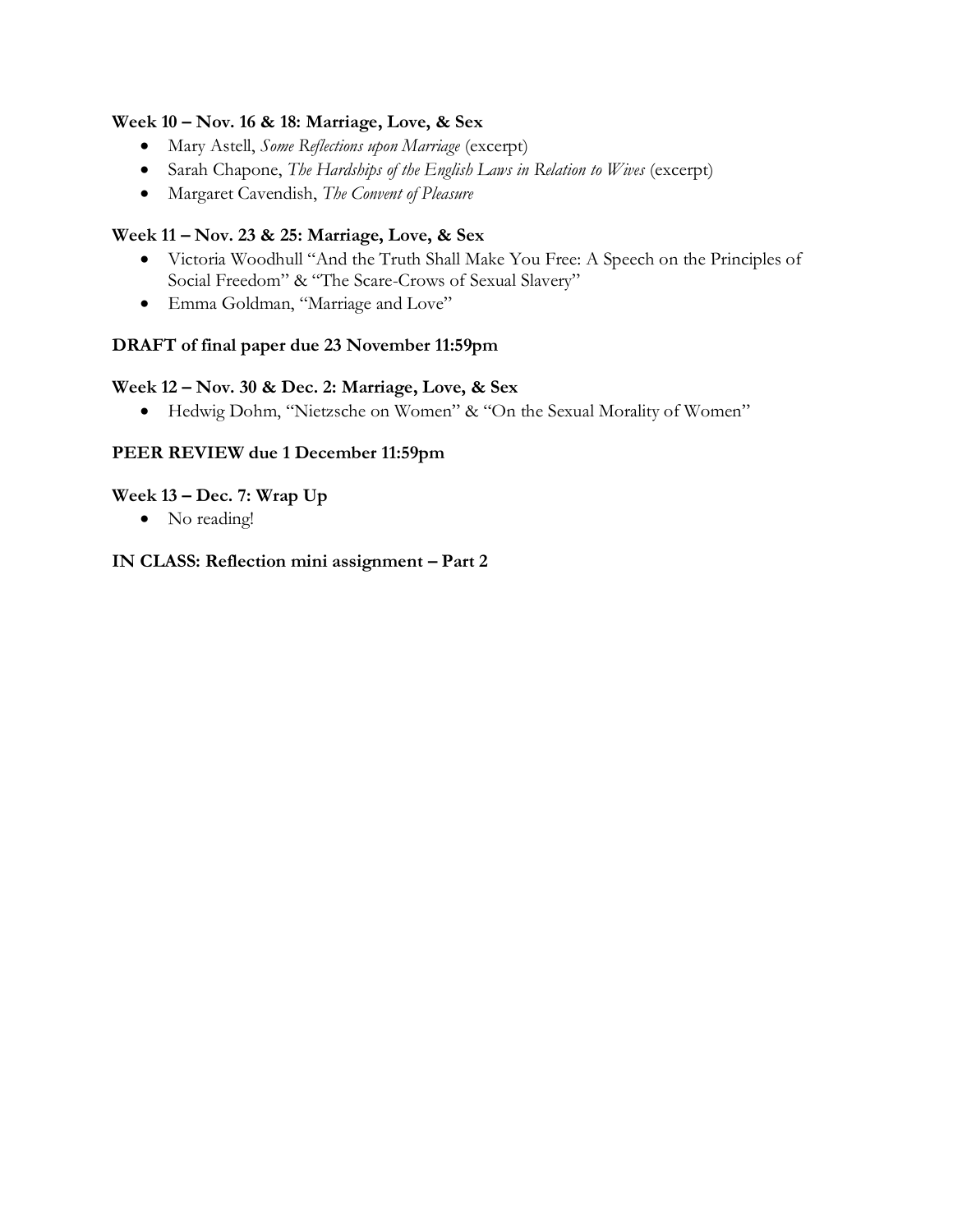**Week 10 – Nov. 16 & 18: Marriage, Love, & Sex**

- Mary Astell, *Some Reflections upon Marriage* (excerpt)
- Sarah Chapone, *The Hardships of the English Laws in Relation to Wives* (excerpt)
- Margaret Cavendish, *The Convent of Pleasure*

**Week 11 – Nov. 23 & 25: Marriage, Love, & Sex**

- Victoria Woodhull "And the Truth Shall Make You Free: A Speech on the Principles of Social Freedom" & "The Scare-Crows of Sexual Slavery"
- Emma Goldman, "Marriage and Love"

**DRAFT of final paper due 23 November 11:59pm**

**Week 12 – Nov. 30 & Dec. 2: Marriage, Love, & Sex**

- Hedwig Dohm, "Nietzsche on Women" & "On the Sexual Morality of Women"

**PEER REVIEW due 1 December 11:59pm**

**Week 13 – Dec. 7: Wrap Up**

- No reading!

**IN CLASS: Reflection mini assignment – Part 2**